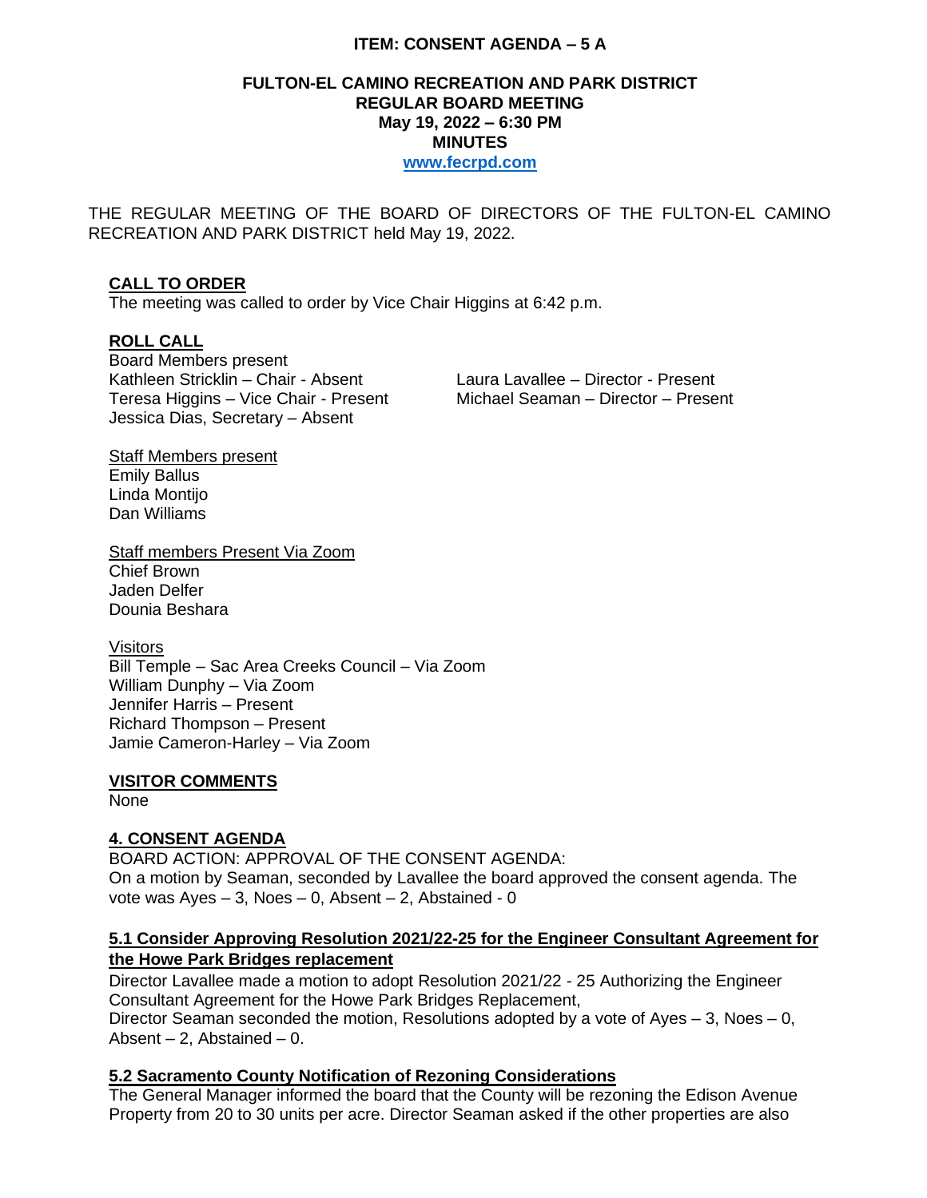**ITEM: CONSENT AGENDA – 5 A**

**FULTON-EL CAMINO RECREATION AND PARK DISTRICT**
**REGULAR BOARD MEETING**
**May 19, 2022 – 6:30 PM**
**MINUTES**
**www.fecrpd.com**

THE REGULAR MEETING OF THE BOARD OF DIRECTORS OF THE FULTON-EL CAMINO RECREATION AND PARK DISTRICT held May 19, 2022.

**CALL TO ORDER**

The meeting was called to order by Vice Chair Higgins at 6:42 p.m.

**ROLL CALL**

Board Members present
Kathleen Stricklin – Chair - Absent
Teresa Higgins – Vice Chair - Present
Jessica Dias, Secretary – Absent
Laura Lavallee – Director - Present
Michael Seaman – Director – Present

Staff Members present
Emily Ballus
Linda Montijo
Dan Williams

Staff members Present Via Zoom
Chief Brown
Jaden Delfer
Dounia Beshara

Visitors
Bill Temple – Sac Area Creeks Council – Via Zoom
William Dunphy – Via Zoom
Jennifer Harris – Present
Richard Thompson – Present
Jamie Cameron-Harley – Via Zoom

**VISITOR COMMENTS**

None

**4. CONSENT AGENDA**

BOARD ACTION: APPROVAL OF THE CONSENT AGENDA:
On a motion by Seaman, seconded by Lavallee the board approved the consent agenda. The vote was Ayes – 3, Noes – 0, Absent – 2, Abstained - 0

**5.1 Consider Approving Resolution 2021/22-25 for the Engineer Consultant Agreement for the Howe Park Bridges replacement**

Director Lavallee made a motion to adopt Resolution 2021/22 - 25 Authorizing the Engineer Consultant Agreement for the Howe Park Bridges Replacement,
Director Seaman seconded the motion, Resolutions adopted by a vote of Ayes – 3, Noes – 0, Absent – 2, Abstained – 0.

**5.2 Sacramento County Notification of Rezoning Considerations**

The General Manager informed the board that the County will be rezoning the Edison Avenue Property from 20 to 30 units per acre. Director Seaman asked if the other properties are also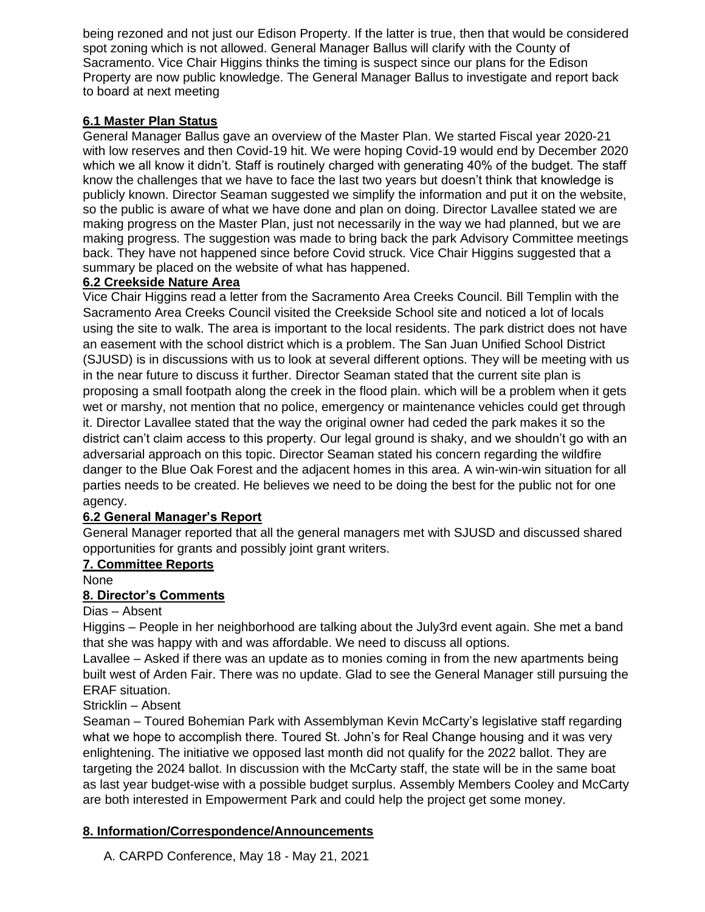being rezoned and not just our Edison Property. If the latter is true, then that would be considered spot zoning which is not allowed. General Manager Ballus will clarify with the County of Sacramento. Vice Chair Higgins thinks the timing is suspect since our plans for the Edison Property are now public knowledge. The General Manager Ballus to investigate and report back to board at next meeting

**6.1 Master Plan Status**

General Manager Ballus gave an overview of the Master Plan. We started Fiscal year 2020-21 with low reserves and then Covid-19 hit. We were hoping Covid-19 would end by December 2020 which we all know it didn't. Staff is routinely charged with generating 40% of the budget. The staff know the challenges that we have to face the last two years but doesn't think that knowledge is publicly known. Director Seaman suggested we simplify the information and put it on the website, so the public is aware of what we have done and plan on doing. Director Lavallee stated we are making progress on the Master Plan, just not necessarily in the way we had planned, but we are making progress. The suggestion was made to bring back the park Advisory Committee meetings back. They have not happened since before Covid struck. Vice Chair Higgins suggested that a summary be placed on the website of what has happened.

**6.2 Creekside Nature Area**

Vice Chair Higgins read a letter from the Sacramento Area Creeks Council. Bill Templin with the Sacramento Area Creeks Council visited the Creekside School site and noticed a lot of locals using the site to walk. The area is important to the local residents. The park district does not have an easement with the school district which is a problem. The San Juan Unified School District (SJUSD) is in discussions with us to look at several different options. They will be meeting with us in the near future to discuss it further. Director Seaman stated that the current site plan is proposing a small footpath along the creek in the flood plain. which will be a problem when it gets wet or marshy, not mention that no police, emergency or maintenance vehicles could get through it. Director Lavallee stated that the way the original owner had ceded the park makes it so the district can't claim access to this property. Our legal ground is shaky, and we shouldn't go with an adversarial approach on this topic. Director Seaman stated his concern regarding the wildfire danger to the Blue Oak Forest and the adjacent homes in this area. A win-win-win situation for all parties needs to be created. He believes we need to be doing the best for the public not for one agency.

**6.2 General Manager's Report**

General Manager reported that all the general managers met with SJUSD and discussed shared opportunities for grants and possibly joint grant writers.

**7. Committee Reports**

None

**8. Director's Comments**

Dias – Absent

Higgins – People in her neighborhood are talking about the July3rd event again. She met a band that she was happy with and was affordable. We need to discuss all options.

Lavallee – Asked if there was an update as to monies coming in from the new apartments being built west of Arden Fair. There was no update. Glad to see the General Manager still pursuing the ERAF situation.

Stricklin – Absent

Seaman – Toured Bohemian Park with Assemblyman Kevin McCarty's legislative staff regarding what we hope to accomplish there. Toured St. John's for Real Change housing and it was very enlightening. The initiative we opposed last month did not qualify for the 2022 ballot. They are targeting the 2024 ballot. In discussion with the McCarty staff, the state will be in the same boat as last year budget-wise with a possible budget surplus. Assembly Members Cooley and McCarty are both interested in Empowerment Park and could help the project get some money.

**8. Information/Correspondence/Announcements**

A. CARPD Conference, May 18 - May 21, 2021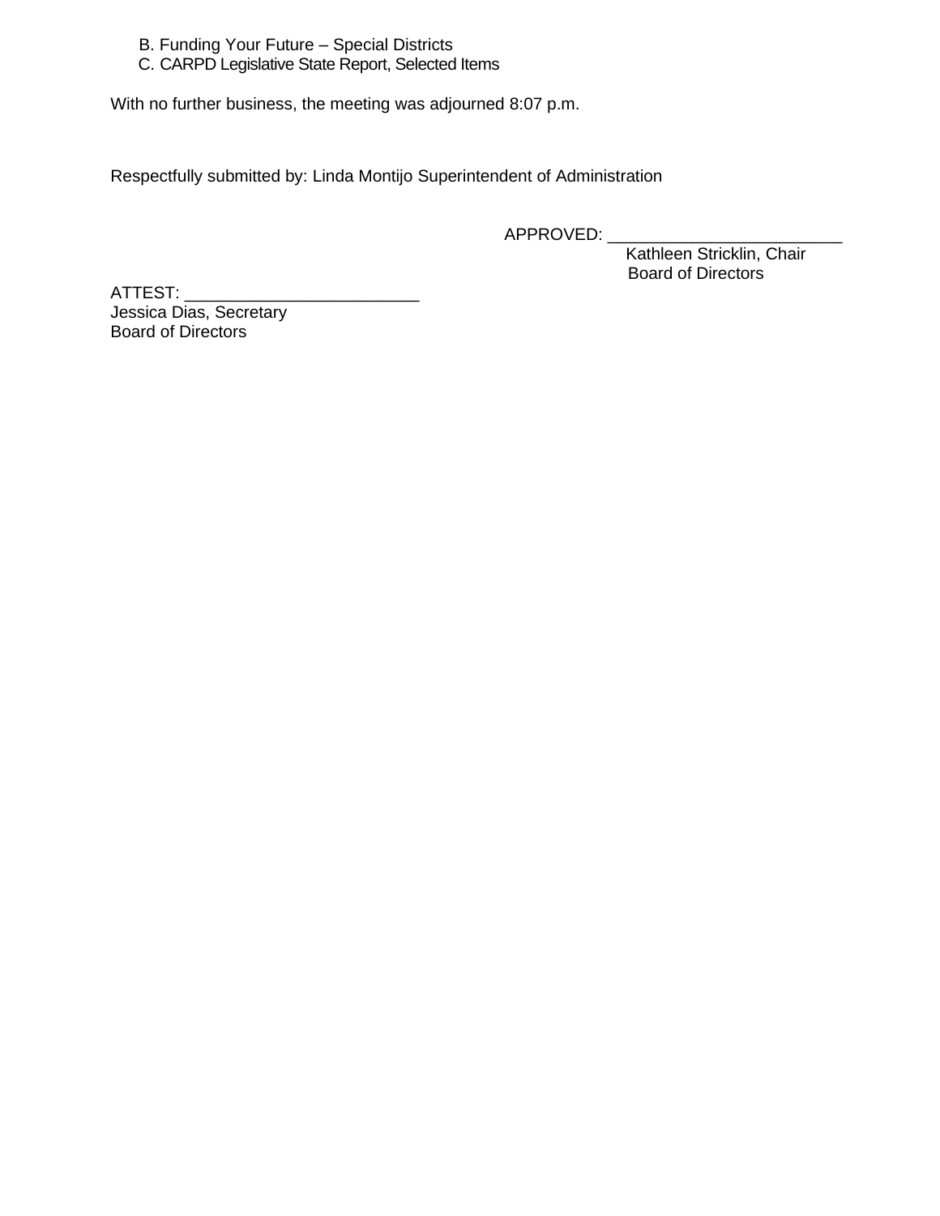B. Funding Your Future – Special Districts
C. CARPD Legislative State Report, Selected Items

With no further business, the meeting was adjourned 8:07 p.m.

Respectfully submitted by: Linda Montijo Superintendent of Administration

APPROVED: ________________________
Kathleen Stricklin, Chair
Board of Directors

ATTEST: ________________________
Jessica Dias, Secretary
Board of Directors